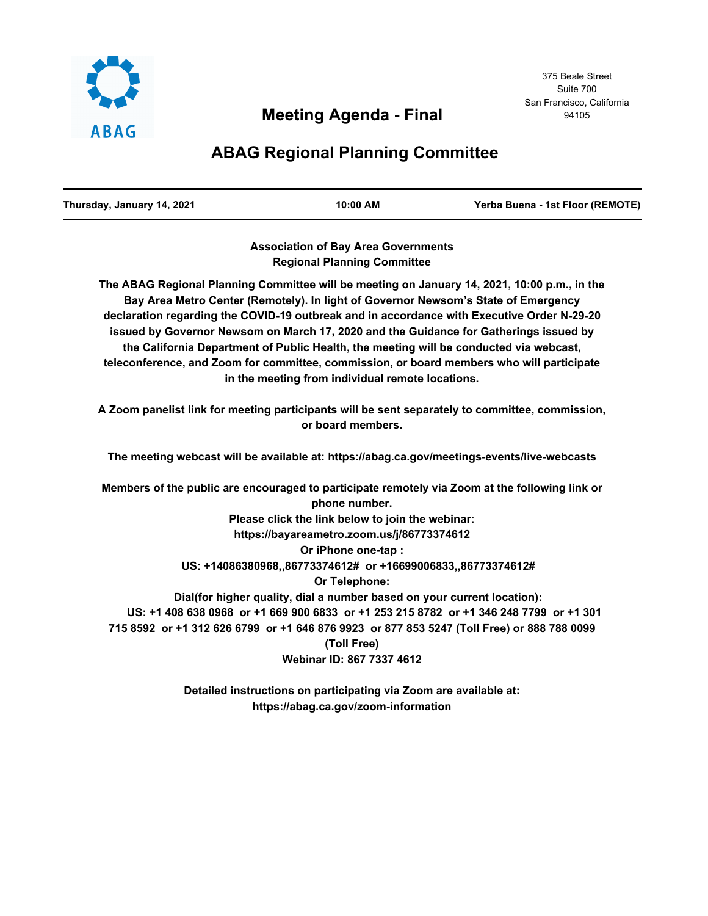ABAG

375 Beale Street
Suite 700
San Francisco, California
94105

# Meeting Agenda - Final

# ABAG Regional Planning Committee

| Thursday, January 14, 2021 | 10:00 AM | Yerba Buena - 1st Floor (REMOTE) |
|---|---|---|

**Association of Bay Area Governments**
**Regional Planning Committee**

**The ABAG Regional Planning Committee will be meeting on January 14, 2021, 10:00 p.m., in the Bay Area Metro Center (Remotely). In light of Governor Newsom's State of Emergency declaration regarding the COVID-19 outbreak and in accordance with Executive Order N-29-20 issued by Governor Newsom on March 17, 2020 and the Guidance for Gatherings issued by the California Department of Public Health, the meeting will be conducted via webcast, teleconference, and Zoom for committee, commission, or board members who will participate in the meeting from individual remote locations.**

**A Zoom panelist link for meeting participants will be sent separately to committee, commission, or board members.**

**The meeting webcast will be available at: https://abag.ca.gov/meetings-events/live-webcasts**

**Members of the public are encouraged to participate remotely via Zoom at the following link or phone number.**
**Please click the link below to join the webinar:**
**https://bayareametro.zoom.us/j/86773374612**
**Or iPhone one-tap :**
**US: +14086380968,,86773374612# or +16699006833,,86773374612#**
**Or Telephone:**
**Dial(for higher quality, dial a number based on your current location):**
**US: +1 408 638 0968 or +1 669 900 6833 or +1 253 215 8782 or +1 346 248 7799 or +1 301 715 8592 or +1 312 626 6799 or +1 646 876 9923 or 877 853 5247 (Toll Free) or 888 788 0099 (Toll Free)**
**Webinar ID: 867 7337 4612**

**Detailed instructions on participating via Zoom are available at:**
**https://abag.ca.gov/zoom-information**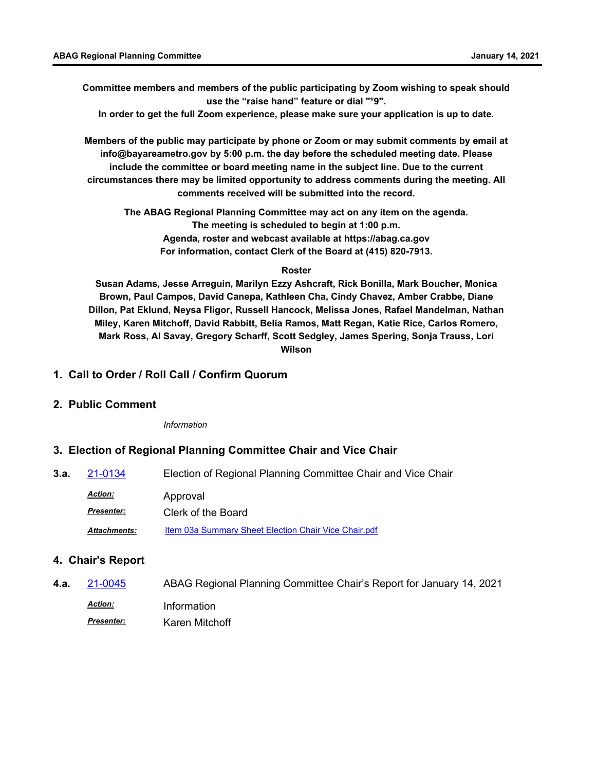**Committee members and members of the public participating by Zoom wishing to speak should use the "raise hand" feature or dial "*9".**
**In order to get the full Zoom experience, please make sure your application is up to date.**

**Members of the public may participate by phone or Zoom or may submit comments by email at info@bayareametro.gov by 5:00 p.m. the day before the scheduled meeting date. Please include the committee or board meeting name in the subject line. Due to the current circumstances there may be limited opportunity to address comments during the meeting. All comments received will be submitted into the record.**

**The ABAG Regional Planning Committee may act on any item on the agenda.**
**The meeting is scheduled to begin at 1:00 p.m.**
**Agenda, roster and webcast available at https://abag.ca.gov**
**For information, contact Clerk of the Board at (415) 820-7913.**

**Roster**

**Susan Adams, Jesse Arreguin, Marilyn Ezzy Ashcraft, Rick Bonilla, Mark Boucher, Monica Brown, Paul Campos, David Canepa, Kathleen Cha, Cindy Chavez, Amber Crabbe, Diane Dillon, Pat Eklund, Neysa Fligor, Russell Hancock, Melissa Jones, Rafael Mandelman, Nathan Miley, Karen Mitchoff, David Rabbitt, Belia Ramos, Matt Regan, Katie Rice, Carlos Romero, Mark Ross, Al Savay, Gregory Scharff, Scott Sedgley, James Spering, Sonja Trauss, Lori Wilson**

## 1. Call to Order / Roll Call / Confirm Quorum

## 2. Public Comment

*Information*

## 3. Election of Regional Planning Committee Chair and Vice Chair

**3.a.** 21-0134 Election of Regional Planning Committee Chair and Vice Chair

***Action:*** Approval

***Presenter:*** Clerk of the Board

***Attachments:*** Item 03a Summary Sheet Election Chair Vice Chair.pdf

## 4. Chair's Report

**4.a.** 21-0045 ABAG Regional Planning Committee Chair's Report for January 14, 2021

***Action:*** Information

***Presenter:*** Karen Mitchoff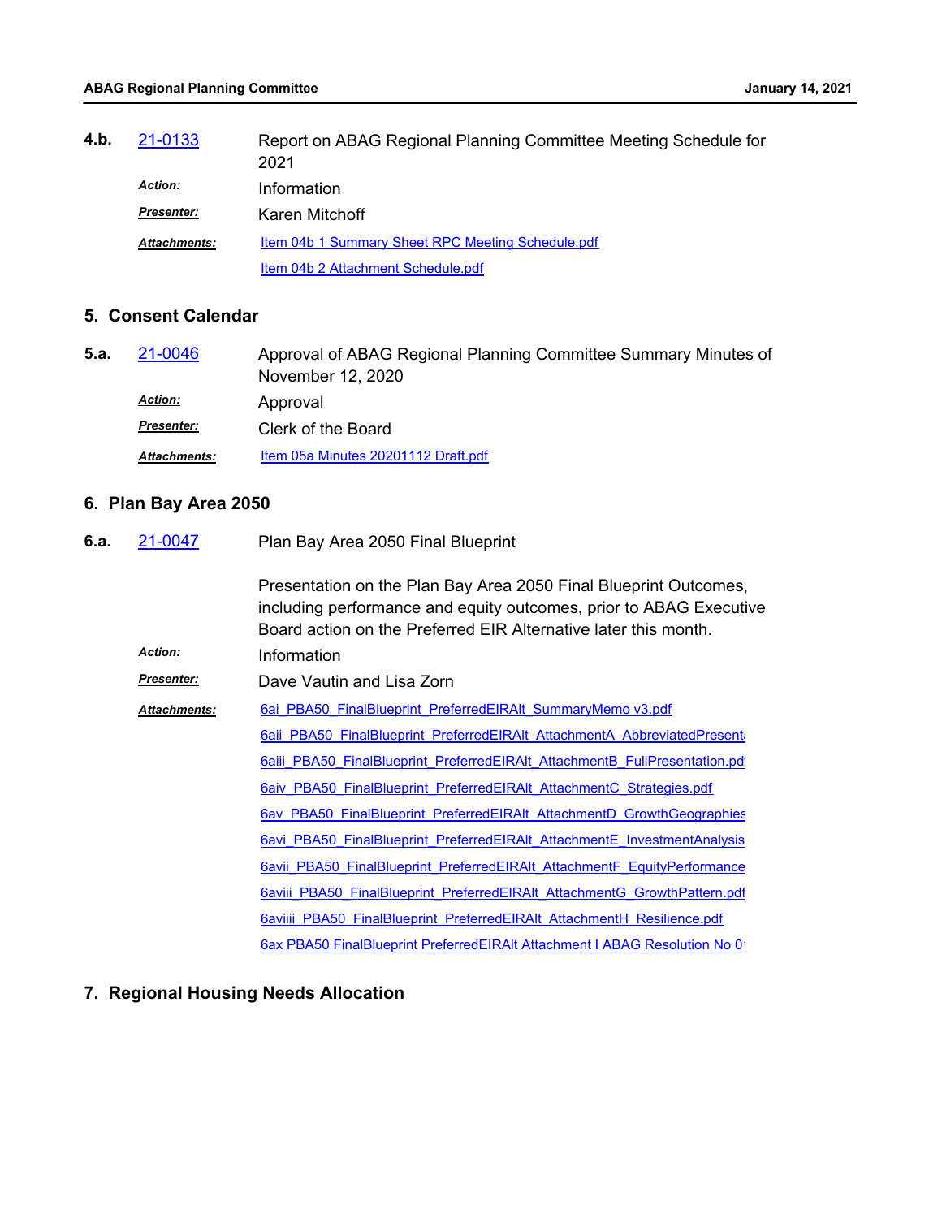**4.b.** 21-0133 Report on ABAG Regional Planning Committee Meeting Schedule for 2021

*Action:* Information

*Presenter:* Karen Mitchoff

*Attachments:* Item 04b 1 Summary Sheet RPC Meeting Schedule.pdf
Item 04b 2 Attachment Schedule.pdf

## 5. Consent Calendar

**5.a.** 21-0046 Approval of ABAG Regional Planning Committee Summary Minutes of November 12, 2020

*Action:* Approval

*Presenter:* Clerk of the Board

*Attachments:* Item 05a Minutes 20201112 Draft.pdf

## 6. Plan Bay Area 2050

**6.a.** 21-0047 Plan Bay Area 2050 Final Blueprint

Presentation on the Plan Bay Area 2050 Final Blueprint Outcomes, including performance and equity outcomes, prior to ABAG Executive Board action on the Preferred EIR Alternative later this month.

*Action:* Information

*Presenter:* Dave Vautin and Lisa Zorn

*Attachments:* 6ai_PBA50_FinalBlueprint_PreferredEIRAlt_SummaryMemo v3.pdf
6aii_PBA50_FinalBlueprint_PreferredEIRAlt_AttachmentA_AbbreviatedPresent
6aiii_PBA50_FinalBlueprint_PreferredEIRAlt_AttachmentB_FullPresentation.pdf
6aiv_PBA50_FinalBlueprint_PreferredEIRAlt_AttachmentC_Strategies.pdf
6av_PBA50_FinalBlueprint_PreferredEIRAlt_AttachmentD_GrowthGeographies
6avi_PBA50_FinalBlueprint_PreferredEIRAlt_AttachmentE_InvestmentAnalysis
6avii_PBA50_FinalBlueprint_PreferredEIRAlt_AttachmentF_EquityPerformance
6aviii_PBA50_FinalBlueprint_PreferredEIRAlt_AttachmentG_GrowthPattern.pdf
6aviiii_PBA50_FinalBlueprint_PreferredEIRAlt_AttachmentH_Resilience.pdf
6ax PBA50 FinalBlueprint PreferredEIRAlt Attachment I ABAG Resolution No 0

## 7. Regional Housing Needs Allocation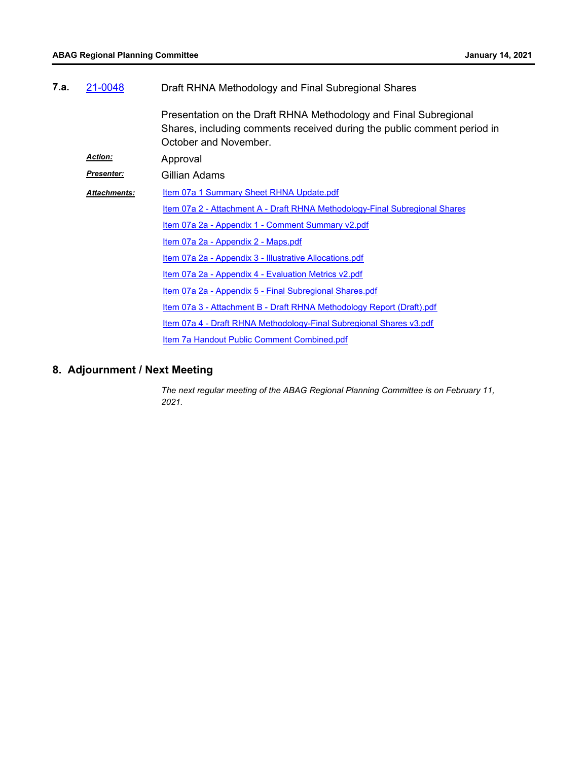**7.a.** 21-0048 Draft RHNA Methodology and Final Subregional Shares

Presentation on the Draft RHNA Methodology and Final Subregional Shares, including comments received during the public comment period in October and November.

***Action:*** Approval

***Presenter:*** Gillian Adams

***Attachments:***
- Item 07a 1 Summary Sheet RHNA Update.pdf
- Item 07a 2 - Attachment A - Draft RHNA Methodology-Final Subregional Shares
- Item 07a 2a - Appendix 1 - Comment Summary v2.pdf
- Item 07a 2a - Appendix 2 - Maps.pdf
- Item 07a 2a - Appendix 3 - Illustrative Allocations.pdf
- Item 07a 2a - Appendix 4 - Evaluation Metrics v2.pdf
- Item 07a 2a - Appendix 5 - Final Subregional Shares.pdf
- Item 07a 3 - Attachment B - Draft RHNA Methodology Report (Draft).pdf
- Item 07a 4 - Draft RHNA Methodology-Final Subregional Shares v3.pdf
- Item 7a Handout Public Comment Combined.pdf

## 8. Adjournment / Next Meeting

*The next regular meeting of the ABAG Regional Planning Committee is on February 11, 2021.*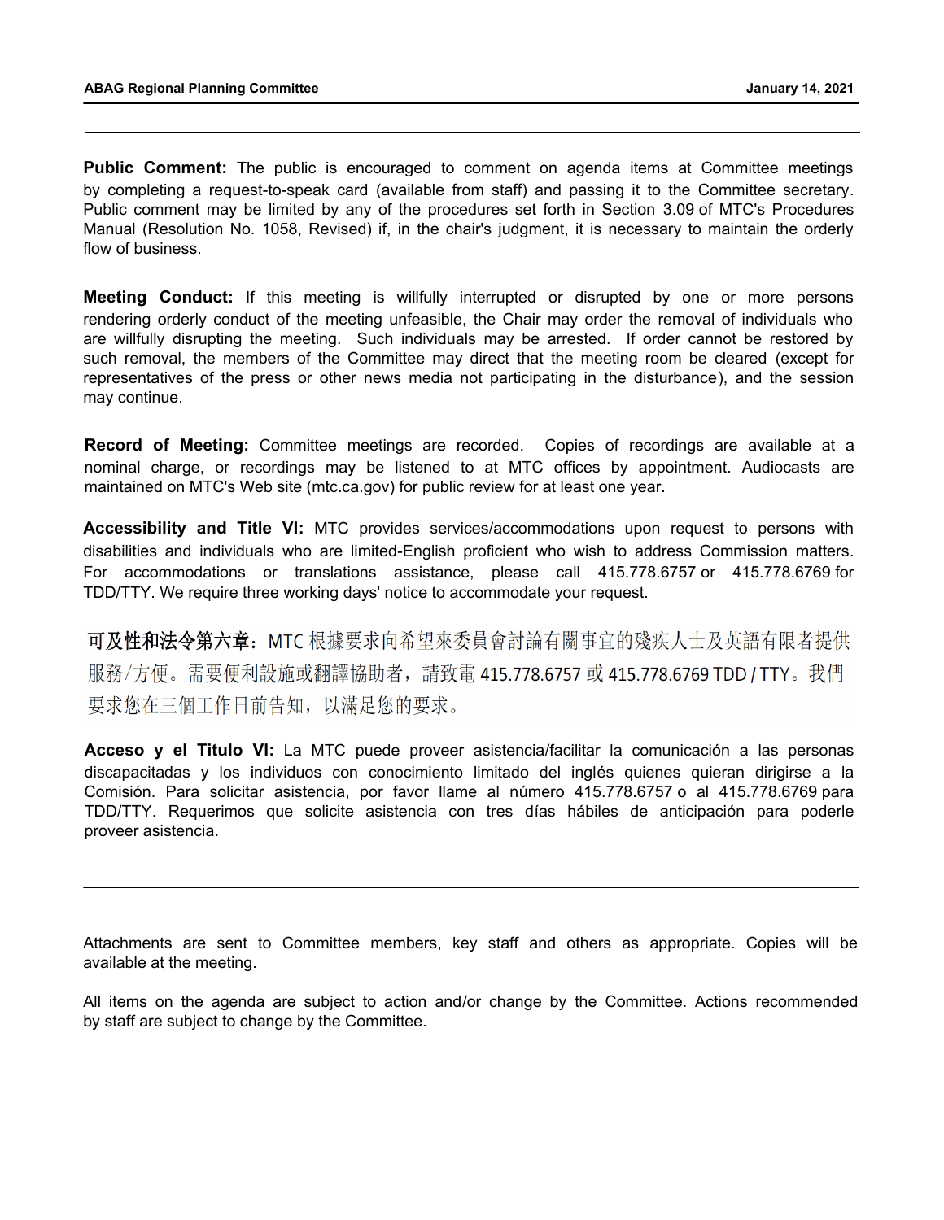**Public Comment:** The public is encouraged to comment on agenda items at Committee meetings by completing a request-to-speak card (available from staff) and passing it to the Committee secretary. Public comment may be limited by any of the procedures set forth in Section 3.09 of MTC's Procedures Manual (Resolution No. 1058, Revised) if, in the chair's judgment, it is necessary to maintain the orderly flow of business.

**Meeting Conduct:** If this meeting is willfully interrupted or disrupted by one or more persons rendering orderly conduct of the meeting unfeasible, the Chair may order the removal of individuals who are willfully disrupting the meeting. Such individuals may be arrested. If order cannot be restored by such removal, the members of the Committee may direct that the meeting room be cleared (except for representatives of the press or other news media not participating in the disturbance), and the session may continue.

**Record of Meeting:** Committee meetings are recorded. Copies of recordings are available at a nominal charge, or recordings may be listened to at MTC offices by appointment. Audiocasts are maintained on MTC's Web site (mtc.ca.gov) for public review for at least one year.

**Accessibility and Title VI:** MTC provides services/accommodations upon request to persons with disabilities and individuals who are limited-English proficient who wish to address Commission matters. For accommodations or translations assistance, please call 415.778.6757 or 415.778.6769 for TDD/TTY. We require three working days' notice to accommodate your request.

**可及性和法令第六章**：MTC 根據要求向希望來委員會討論有關事宜的殘疾人士及英語有限者提供服務/方便。需要便利設施或翻譯協助者，請致電 415.778.6757 或 415.778.6769 TDD / TTY。我們要求您在三個工作日前告知，以滿足您的要求。

**Acceso y el Titulo VI:** La MTC puede proveer asistencia/facilitar la comunicación a las personas discapacitadas y los individuos con conocimiento limitado del inglés quienes quieran dirigirse a la Comisión. Para solicitar asistencia, por favor llame al número 415.778.6757 o al 415.778.6769 para TDD/TTY. Requerimos que solicite asistencia con tres días hábiles de anticipación para poderle proveer asistencia.

---

Attachments are sent to Committee members, key staff and others as appropriate. Copies will be available at the meeting.

All items on the agenda are subject to action and/or change by the Committee. Actions recommended by staff are subject to change by the Committee.